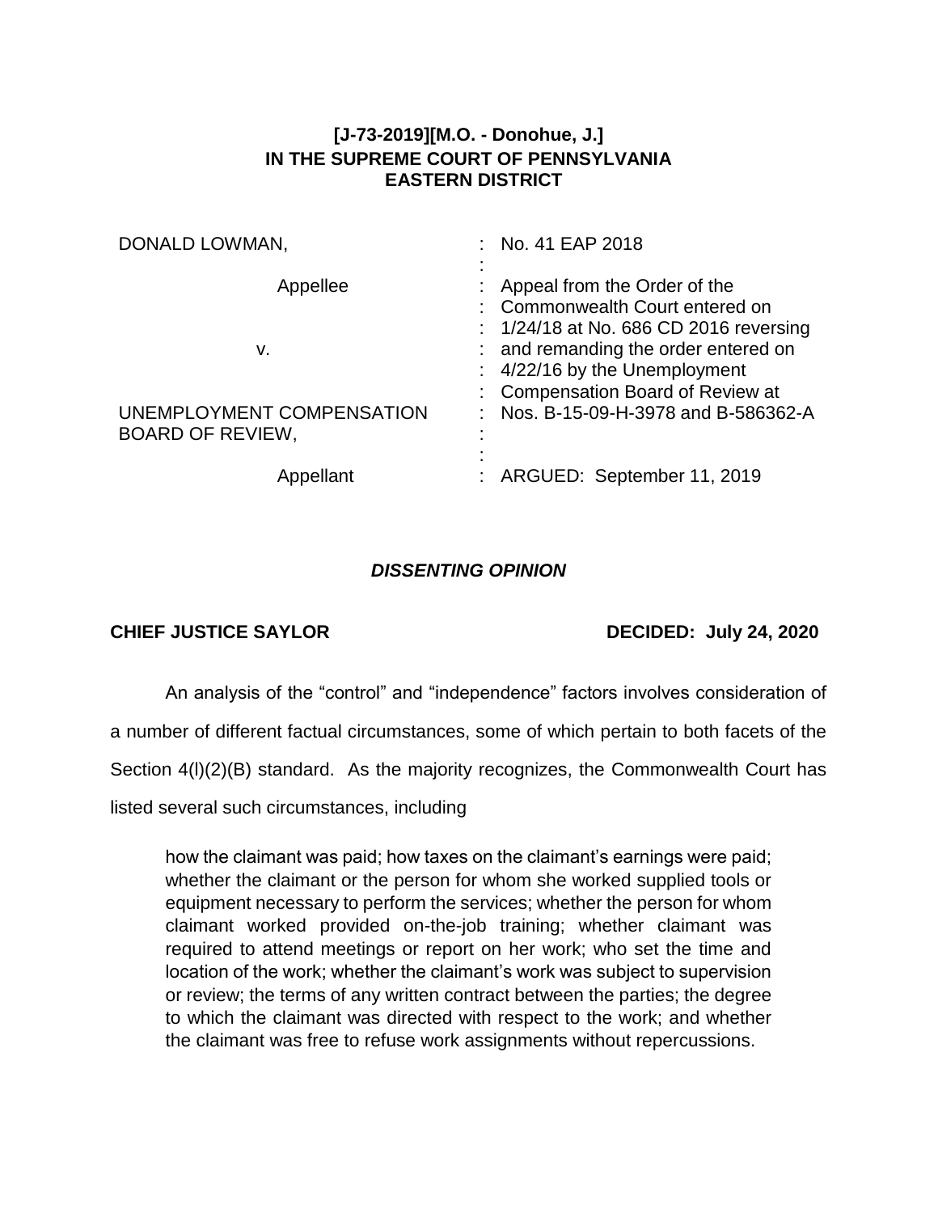**[J-73-2019][M.O. - Donohue, J.]**
**IN THE SUPREME COURT OF PENNSYLVANIA**
**EASTERN DISTRICT**

| | |
|---|---|
| DONALD LOWMAN, | : No. 41 EAP 2018 |
| Appellee | : Appeal from the Order of the Commonwealth Court entered on 1/24/18 at No. 686 CD 2016 reversing and remanding the order entered on 4/22/16 by the Unemployment Compensation Board of Review at Nos. B-15-09-H-3978 and B-586362-A |
| v. | |
| UNEMPLOYMENT COMPENSATION BOARD OF REVIEW, | |
| Appellant | : ARGUED: September 11, 2019 |

***DISSENTING OPINION***

**CHIEF JUSTICE SAYLOR** **DECIDED: July 24, 2020**

An analysis of the "control" and "independence" factors involves consideration of a number of different factual circumstances, some of which pertain to both facets of the Section 4(l)(2)(B) standard. As the majority recognizes, the Commonwealth Court has listed several such circumstances, including

> how the claimant was paid; how taxes on the claimant's earnings were paid; whether the claimant or the person for whom she worked supplied tools or equipment necessary to perform the services; whether the person for whom claimant worked provided on-the-job training; whether claimant was required to attend meetings or report on her work; who set the time and location of the work; whether the claimant's work was subject to supervision or review; the terms of any written contract between the parties; the degree to which the claimant was directed with respect to the work; and whether the claimant was free to refuse work assignments without repercussions.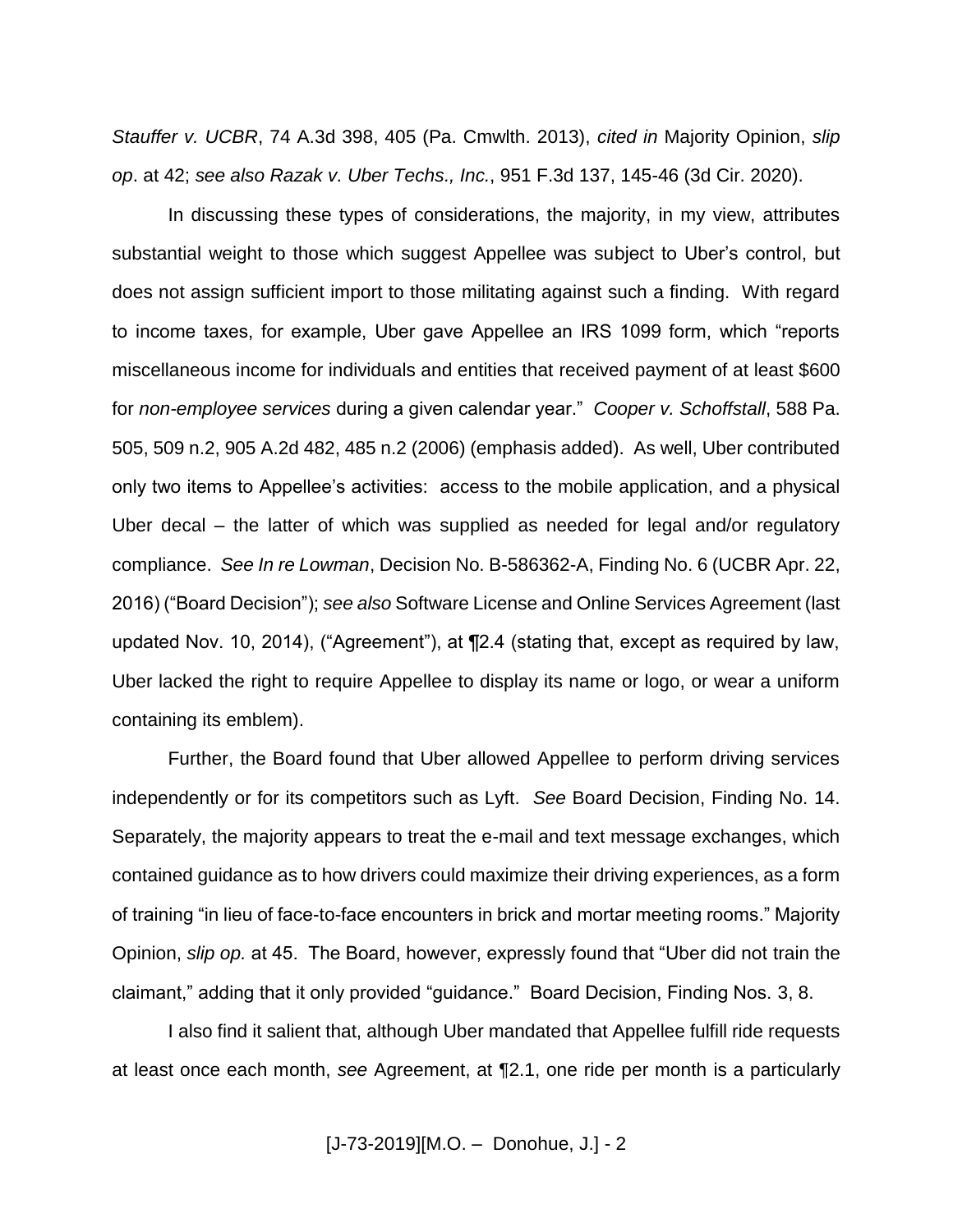*Stauffer v. UCBR*, 74 A.3d 398, 405 (Pa. Cmwlth. 2013), *cited in* Majority Opinion, *slip op*. at 42; *see also Razak v. Uber Techs., Inc.*, 951 F.3d 137, 145-46 (3d Cir. 2020).

In discussing these types of considerations, the majority, in my view, attributes substantial weight to those which suggest Appellee was subject to Uber's control, but does not assign sufficient import to those militating against such a finding. With regard to income taxes, for example, Uber gave Appellee an IRS 1099 form, which "reports miscellaneous income for individuals and entities that received payment of at least $600 for *non-employee services* during a given calendar year." *Cooper v. Schoffstall*, 588 Pa. 505, 509 n.2, 905 A.2d 482, 485 n.2 (2006) (emphasis added). As well, Uber contributed only two items to Appellee's activities: access to the mobile application, and a physical Uber decal – the latter of which was supplied as needed for legal and/or regulatory compliance. *See In re Lowman*, Decision No. B-586362-A, Finding No. 6 (UCBR Apr. 22, 2016) ("Board Decision"); *see also* Software License and Online Services Agreement (last updated Nov. 10, 2014), ("Agreement"), at ¶2.4 (stating that, except as required by law, Uber lacked the right to require Appellee to display its name or logo, or wear a uniform containing its emblem).

Further, the Board found that Uber allowed Appellee to perform driving services independently or for its competitors such as Lyft. *See* Board Decision, Finding No. 14. Separately, the majority appears to treat the e-mail and text message exchanges, which contained guidance as to how drivers could maximize their driving experiences, as a form of training "in lieu of face-to-face encounters in brick and mortar meeting rooms." Majority Opinion, *slip op.* at 45. The Board, however, expressly found that "Uber did not train the claimant," adding that it only provided "guidance." Board Decision, Finding Nos. 3, 8.

I also find it salient that, although Uber mandated that Appellee fulfill ride requests at least once each month, *see* Agreement, at ¶2.1, one ride per month is a particularly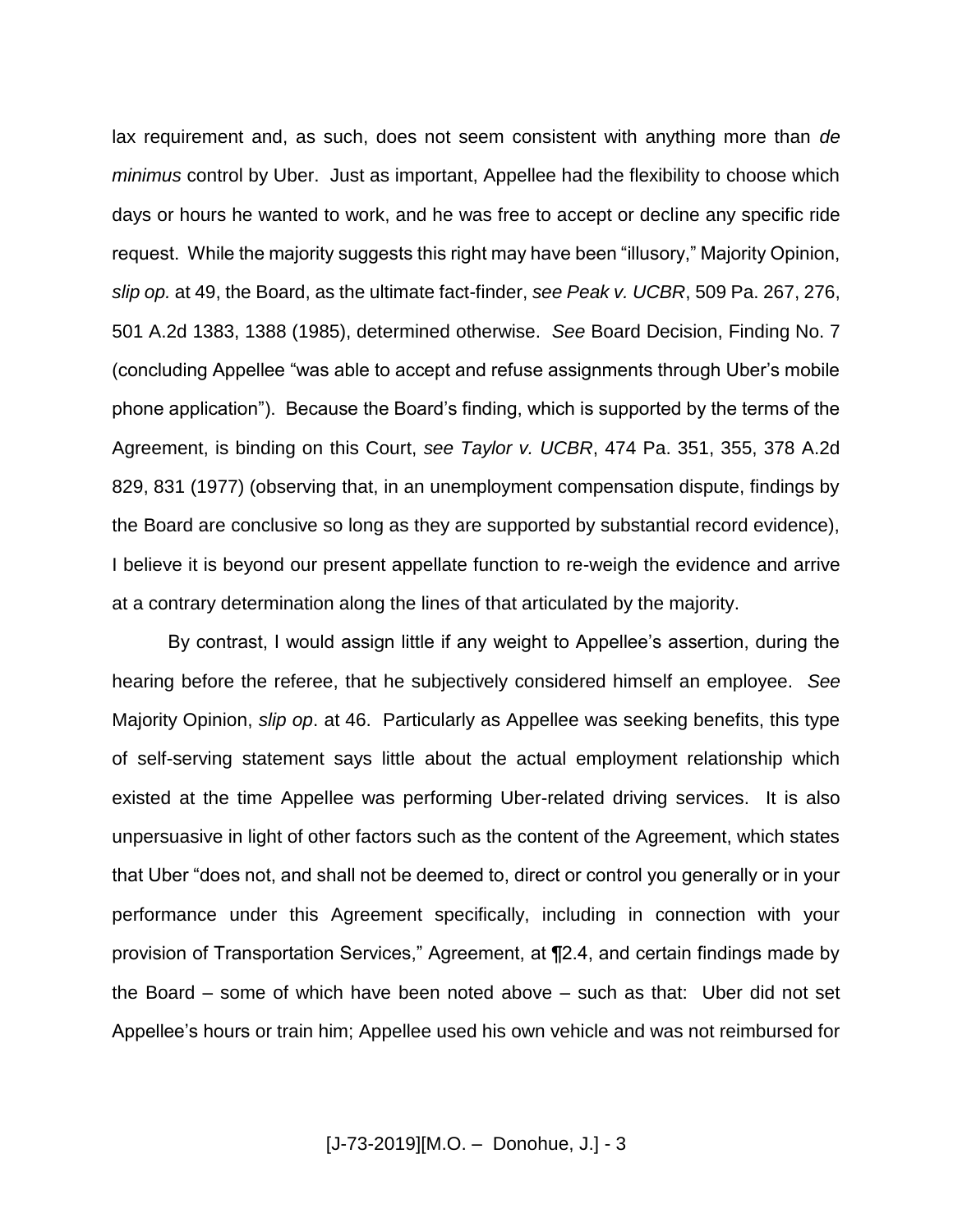lax requirement and, as such, does not seem consistent with anything more than *de minimus* control by Uber. Just as important, Appellee had the flexibility to choose which days or hours he wanted to work, and he was free to accept or decline any specific ride request. While the majority suggests this right may have been "illusory," Majority Opinion, *slip op.* at 49, the Board, as the ultimate fact-finder, *see Peak v. UCBR*, 509 Pa. 267, 276, 501 A.2d 1383, 1388 (1985), determined otherwise. *See* Board Decision, Finding No. 7 (concluding Appellee "was able to accept and refuse assignments through Uber's mobile phone application"). Because the Board's finding, which is supported by the terms of the Agreement, is binding on this Court, *see Taylor v. UCBR*, 474 Pa. 351, 355, 378 A.2d 829, 831 (1977) (observing that, in an unemployment compensation dispute, findings by the Board are conclusive so long as they are supported by substantial record evidence), I believe it is beyond our present appellate function to re-weigh the evidence and arrive at a contrary determination along the lines of that articulated by the majority.

By contrast, I would assign little if any weight to Appellee's assertion, during the hearing before the referee, that he subjectively considered himself an employee. *See* Majority Opinion, *slip op*. at 46. Particularly as Appellee was seeking benefits, this type of self-serving statement says little about the actual employment relationship which existed at the time Appellee was performing Uber-related driving services. It is also unpersuasive in light of other factors such as the content of the Agreement, which states that Uber "does not, and shall not be deemed to, direct or control you generally or in your performance under this Agreement specifically, including in connection with your provision of Transportation Services," Agreement, at ¶2.4, and certain findings made by the Board – some of which have been noted above – such as that: Uber did not set Appellee's hours or train him; Appellee used his own vehicle and was not reimbursed for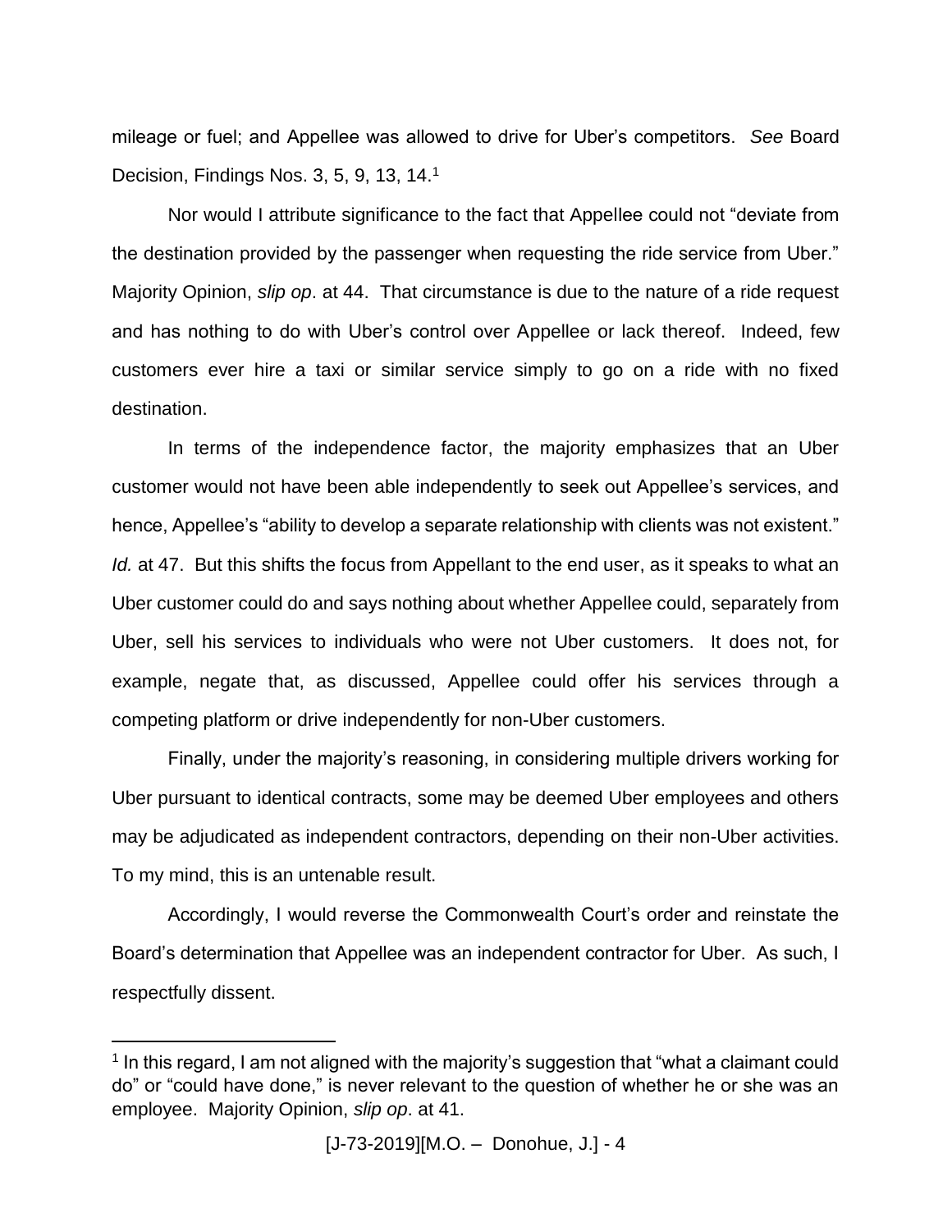mileage or fuel; and Appellee was allowed to drive for Uber's competitors. *See* Board Decision, Findings Nos. 3, 5, 9, 13, 14.[1]

Nor would I attribute significance to the fact that Appellee could not "deviate from the destination provided by the passenger when requesting the ride service from Uber." Majority Opinion, *slip op*. at 44. That circumstance is due to the nature of a ride request and has nothing to do with Uber's control over Appellee or lack thereof. Indeed, few customers ever hire a taxi or similar service simply to go on a ride with no fixed destination.

In terms of the independence factor, the majority emphasizes that an Uber customer would not have been able independently to seek out Appellee's services, and hence, Appellee's "ability to develop a separate relationship with clients was not existent." *Id.* at 47. But this shifts the focus from Appellant to the end user, as it speaks to what an Uber customer could do and says nothing about whether Appellee could, separately from Uber, sell his services to individuals who were not Uber customers. It does not, for example, negate that, as discussed, Appellee could offer his services through a competing platform or drive independently for non-Uber customers.

Finally, under the majority's reasoning, in considering multiple drivers working for Uber pursuant to identical contracts, some may be deemed Uber employees and others may be adjudicated as independent contractors, depending on their non-Uber activities. To my mind, this is an untenable result.

Accordingly, I would reverse the Commonwealth Court's order and reinstate the Board's determination that Appellee was an independent contractor for Uber. As such, I respectfully dissent.

---

[1] In this regard, I am not aligned with the majority's suggestion that "what a claimant could do" or "could have done," is never relevant to the question of whether he or she was an employee. Majority Opinion, *slip op*. at 41.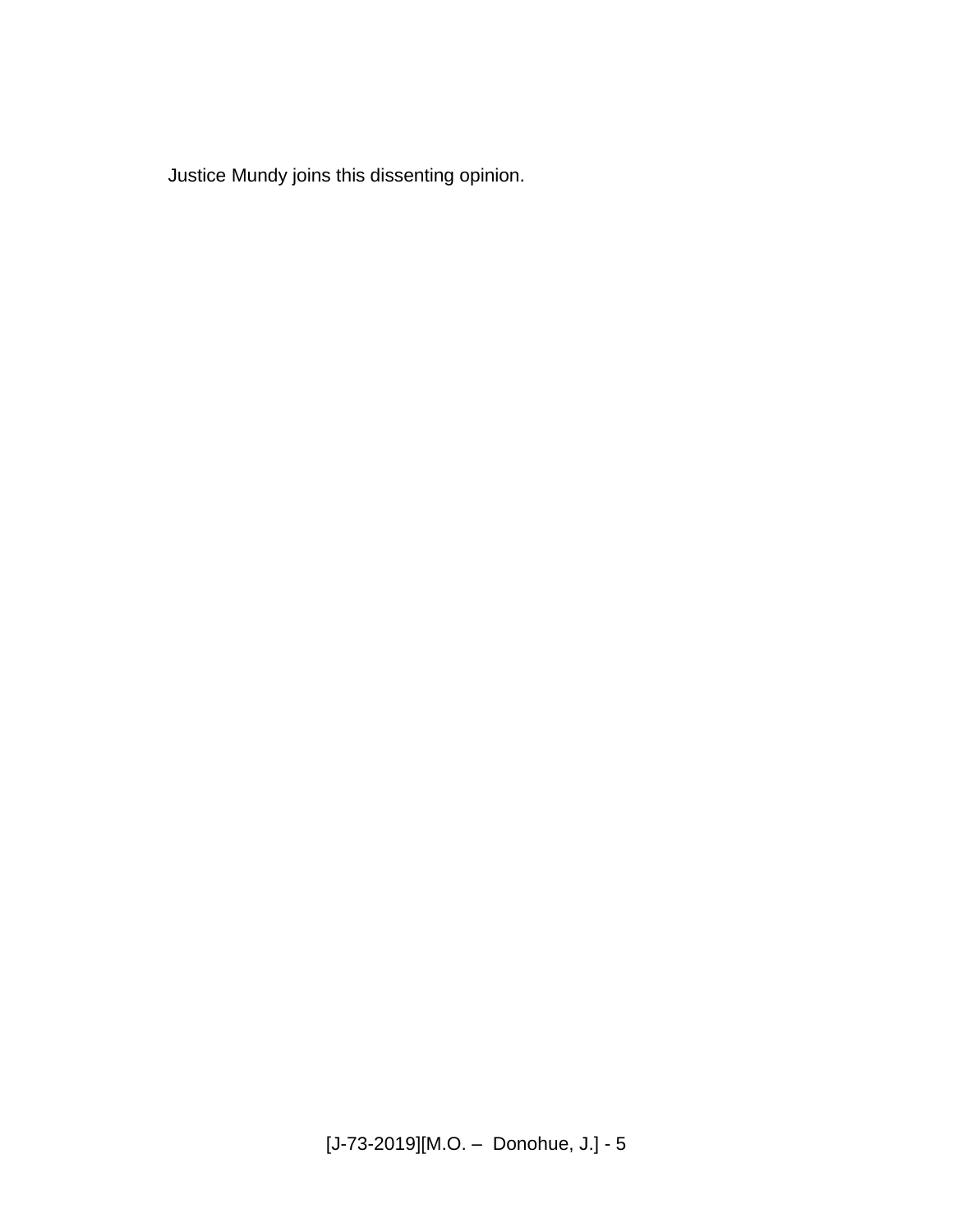Justice Mundy joins this dissenting opinion.